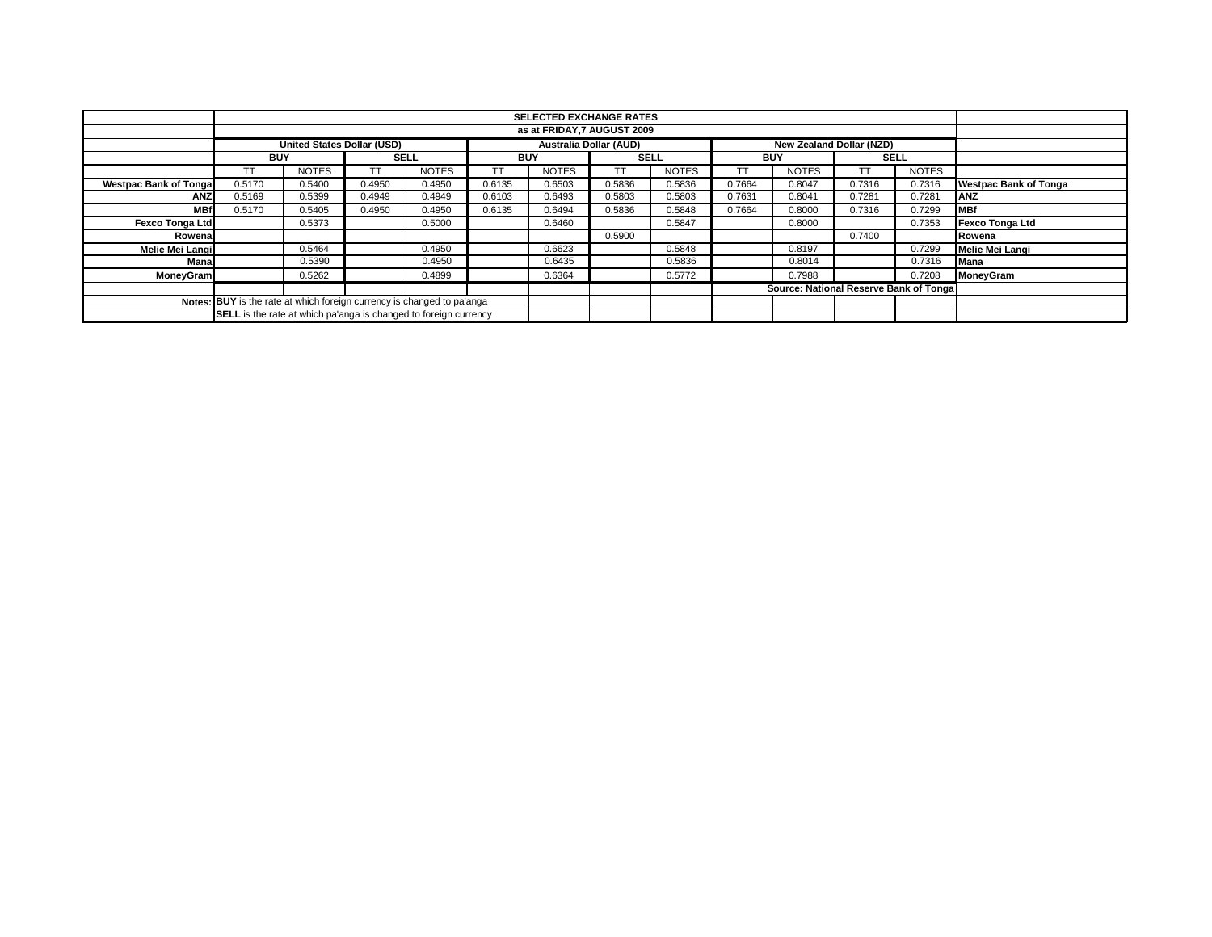| | SELECTED EXCHANGE RATES | | | | | | | | | | | | |
|---|---|---|---|---|---|---|---|---|---|---|---|---|---|
| | as at FRIDAY,7 AUGUST 2009 | | | | | | | | | | | | |
| | United States Dollar (USD) | | | | Australia Dollar (AUD) | | | | New Zealand Dollar (NZD) | | | | |
| | BUY | | SELL | | BUY | | SELL | | BUY | | SELL | | |
| | TT | NOTES | TT | NOTES | TT | NOTES | TT | NOTES | TT | NOTES | TT | NOTES | |
| **Westpac Bank of Tonga** | 0.5170 | 0.5400 | 0.4950 | 0.4950 | 0.6135 | 0.6503 | 0.5836 | 0.5836 | 0.7664 | 0.8047 | 0.7316 | 0.7316 | **Westpac Bank of Tonga** |
| **ANZ** | 0.5169 | 0.5399 | 0.4949 | 0.4949 | 0.6103 | 0.6493 | 0.5803 | 0.5803 | 0.7631 | 0.8041 | 0.7281 | 0.7281 | **ANZ** |
| **MBf** | 0.5170 | 0.5405 | 0.4950 | 0.4950 | 0.6135 | 0.6494 | 0.5836 | 0.5848 | 0.7664 | 0.8000 | 0.7316 | 0.7299 | **MBf** |
| **Fexco Tonga Ltd** | | 0.5373 | | 0.5000 | | 0.6460 | | 0.5847 | | 0.8000 | | 0.7353 | **Fexco Tonga Ltd** |
| **Rowena** | | | | | | | 0.5900 | | | | 0.7400 | | **Rowena** |
| **Melie Mei Langi** | | 0.5464 | | 0.4950 | | 0.6623 | | 0.5848 | | 0.8197 | | 0.7299 | **Melie Mei Langi** |
| **Mana** | | 0.5390 | | 0.4950 | | 0.6435 | | 0.5836 | | 0.8014 | | 0.7316 | **Mana** |
| **MoneyGram** | | 0.5262 | | 0.4899 | | 0.6364 | | 0.5772 | | 0.7988 | | 0.7208 | **MoneyGram** |
| | | | | | | | | | **Source: National Reserve Bank of Tonga** | | | | |
| **Notes:** | **BUY** is the rate at which foreign currency is changed to pa'anga | | | | | | | | | | | | |
| | **SELL** is the rate at which pa'anga is changed to foreign currency | | | | | | | | | | | | |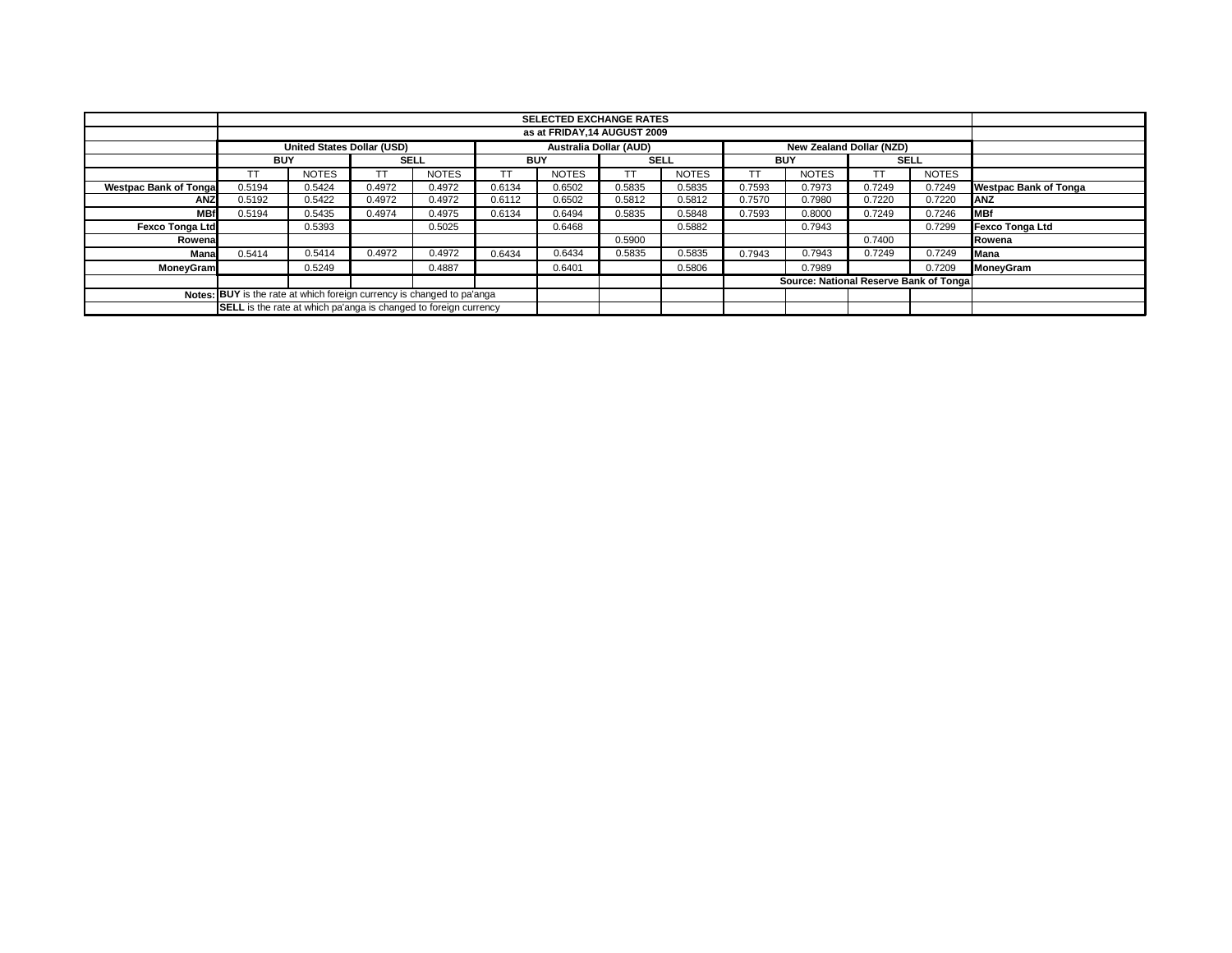## SELECTED EXCHANGE RATES

### as at FRIDAY,14 AUGUST 2009

| | United States Dollar (USD) | | | | Australia Dollar (AUD) | | | | New Zealand Dollar (NZD) | | | | |
|---|---|---|---|---|---|---|---|---|---|---|---|---|---|
| | BUY | | SELL | | BUY | | SELL | | BUY | | SELL | | |
| | TT | NOTES | TT | NOTES | TT | NOTES | TT | NOTES | TT | NOTES | TT | NOTES | |
| **Westpac Bank of Tonga** | 0.5194 | 0.5424 | 0.4972 | 0.4972 | 0.6134 | 0.6502 | 0.5835 | 0.5835 | 0.7593 | 0.7973 | 0.7249 | 0.7249 | **Westpac Bank of Tonga** |
| **ANZ** | 0.5192 | 0.5422 | 0.4972 | 0.4972 | 0.6112 | 0.6502 | 0.5812 | 0.5812 | 0.7570 | 0.7980 | 0.7220 | 0.7220 | **ANZ** |
| **MBf** | 0.5194 | 0.5435 | 0.4974 | 0.4975 | 0.6134 | 0.6494 | 0.5835 | 0.5848 | 0.7593 | 0.8000 | 0.7249 | 0.7246 | **MBf** |
| **Fexco Tonga Ltd** | | 0.5393 | | 0.5025 | | 0.6468 | | 0.5882 | | 0.7943 | | 0.7299 | **Fexco Tonga Ltd** |
| **Rowena** | | | | | | | 0.5900 | | | | 0.7400 | | **Rowena** |
| **Mana** | 0.5414 | 0.5414 | 0.4972 | 0.4972 | 0.6434 | 0.6434 | 0.5835 | 0.5835 | 0.7943 | 0.7943 | 0.7249 | 0.7249 | **Mana** |
| **MoneyGram** | | 0.5249 | | 0.4887 | | 0.6401 | | 0.5806 | | 0.7989 | | 0.7209 | **MoneyGram** |

**Source: National Reserve Bank of Tonga**

**Notes:** **BUY** is the rate at which foreign currency is changed to pa'anga

**SELL** is the rate at which pa'anga is changed to foreign currency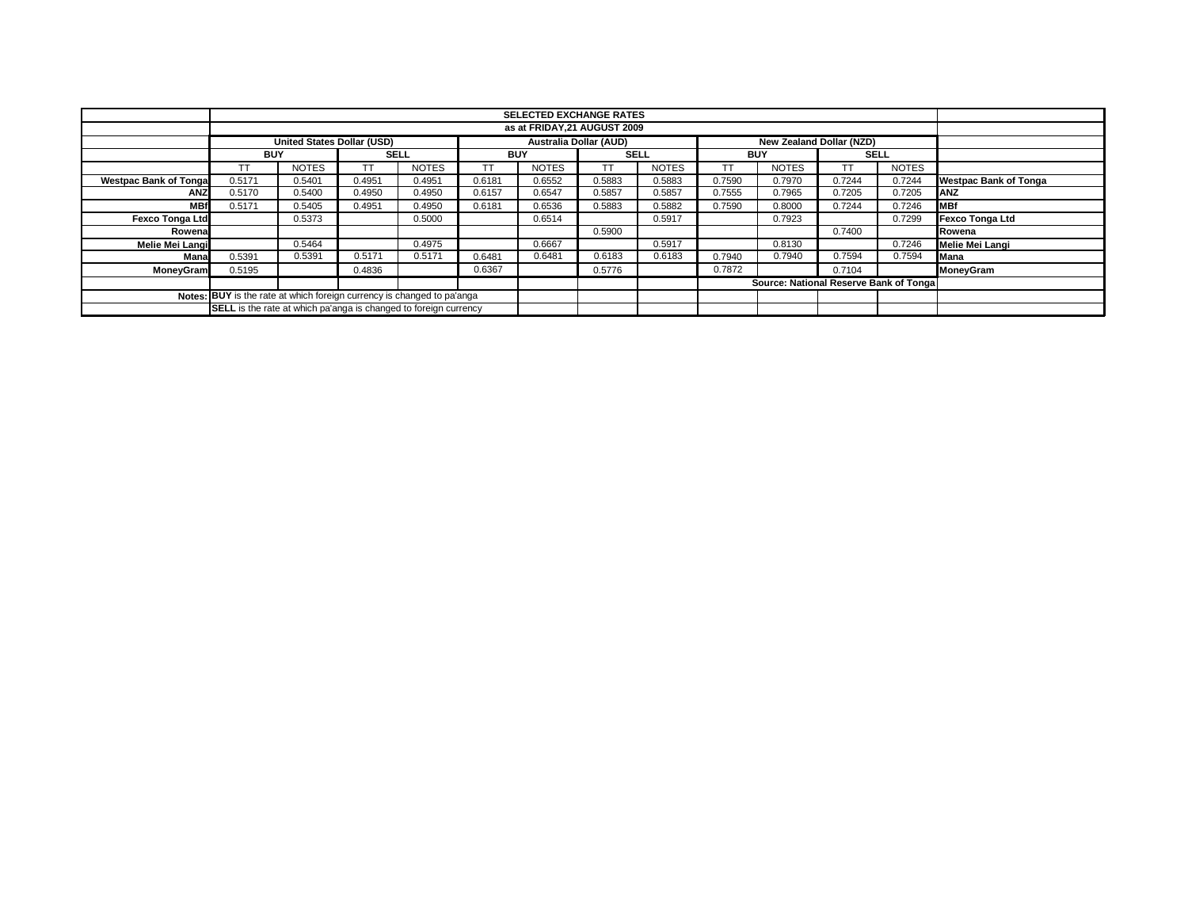| | SELECTED EXCHANGE RATES | | | | | | | | | | | | |
|---|---|---|---|---|---|---|---|---|---|---|---|---|---|
| | as at FRIDAY,21 AUGUST 2009 | | | | | | | | | | | | |
| | United States Dollar (USD) | | | | Australia Dollar (AUD) | | | | New Zealand Dollar (NZD) | | | | |
| | BUY | | SELL | | BUY | | SELL | | BUY | | SELL | | |
| | TT | NOTES | TT | NOTES | TT | NOTES | TT | NOTES | TT | NOTES | TT | NOTES | |
| **Westpac Bank of Tonga** | 0.5171 | 0.5401 | 0.4951 | 0.4951 | 0.6181 | 0.6552 | 0.5883 | 0.5883 | 0.7590 | 0.7970 | 0.7244 | 0.7244 | **Westpac Bank of Tonga** |
| **ANZ** | 0.5170 | 0.5400 | 0.4950 | 0.4950 | 0.6157 | 0.6547 | 0.5857 | 0.5857 | 0.7555 | 0.7965 | 0.7205 | 0.7205 | **ANZ** |
| **MBf** | 0.5171 | 0.5405 | 0.4951 | 0.4950 | 0.6181 | 0.6536 | 0.5883 | 0.5882 | 0.7590 | 0.8000 | 0.7244 | 0.7246 | **MBf** |
| **Fexco Tonga Ltd** | | 0.5373 | | 0.5000 | | 0.6514 | | 0.5917 | | 0.7923 | | 0.7299 | **Fexco Tonga Ltd** |
| **Rowena** | | | | | | | 0.5900 | | | | 0.7400 | | **Rowena** |
| **Melie Mei Langi** | | 0.5464 | | 0.4975 | | 0.6667 | | 0.5917 | | 0.8130 | | 0.7246 | **Melie Mei Langi** |
| **Mana** | 0.5391 | 0.5391 | 0.5171 | 0.5171 | 0.6481 | 0.6481 | 0.6183 | 0.6183 | 0.7940 | 0.7940 | 0.7594 | 0.7594 | **Mana** |
| **MoneyGram** | 0.5195 | | 0.4836 | | 0.6367 | | 0.5776 | | 0.7872 | | 0.7104 | | **MoneyGram** |
| | | | | | | | | | **Source: National Reserve Bank of Tonga** | | | | |
| **Notes:** | **BUY** is the rate at which foreign currency is changed to pa'anga | | | | | | | | | | | | |
| | **SELL** is the rate at which pa'anga is changed to foreign currency | | | | | | | | | | | | |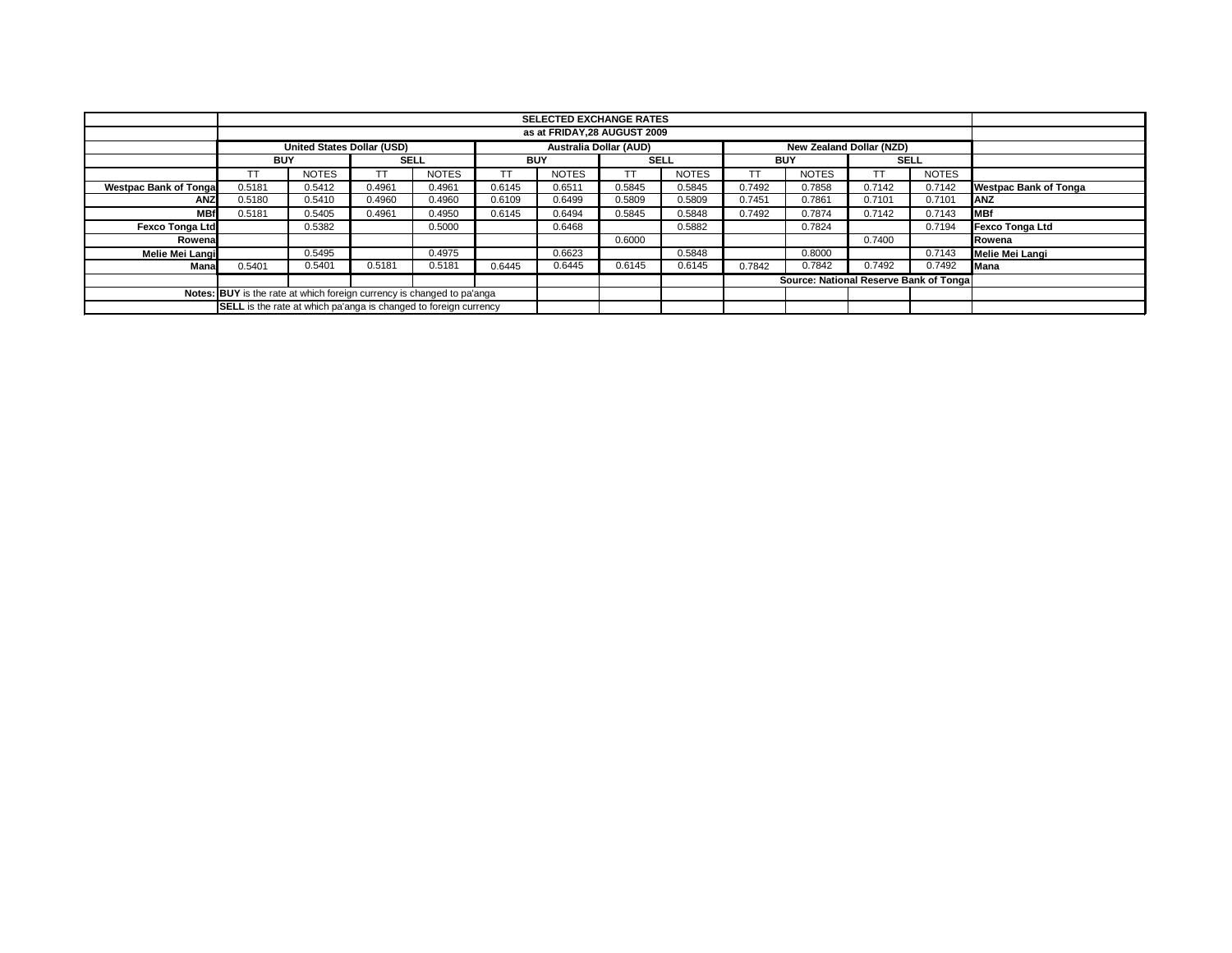| | SELECTED EXCHANGE RATES | | | | | | | | | | | | |
|---|---|---|---|---|---|---|---|---|---|---|---|---|---|
| | as at FRIDAY,28 AUGUST 2009 | | | | | | | | | | | | |
| | United States Dollar (USD) | | | | Australia Dollar (AUD) | | | | New Zealand Dollar (NZD) | | | | |
| | BUY | | SELL | | BUY | | SELL | | BUY | | SELL | | |
| | TT | NOTES | TT | NOTES | TT | NOTES | TT | NOTES | TT | NOTES | TT | NOTES | |
| **Westpac Bank of Tonga** | 0.5181 | 0.5412 | 0.4961 | 0.4961 | 0.6145 | 0.6511 | 0.5845 | 0.5845 | 0.7492 | 0.7858 | 0.7142 | 0.7142 | **Westpac Bank of Tonga** |
| **ANZ** | 0.5180 | 0.5410 | 0.4960 | 0.4960 | 0.6109 | 0.6499 | 0.5809 | 0.5809 | 0.7451 | 0.7861 | 0.7101 | 0.7101 | **ANZ** |
| **MBf** | 0.5181 | 0.5405 | 0.4961 | 0.4950 | 0.6145 | 0.6494 | 0.5845 | 0.5848 | 0.7492 | 0.7874 | 0.7142 | 0.7143 | **MBf** |
| **Fexco Tonga Ltd** | | 0.5382 | | 0.5000 | | 0.6468 | | 0.5882 | | 0.7824 | | 0.7194 | **Fexco Tonga Ltd** |
| **Rowena** | | | | | | | 0.6000 | | | | 0.7400 | | **Rowena** |
| **Melie Mei Langi** | | 0.5495 | | 0.4975 | | 0.6623 | | 0.5848 | | 0.8000 | | 0.7143 | **Melie Mei Langi** |
| **Mana** | 0.5401 | 0.5401 | 0.5181 | 0.5181 | 0.6445 | 0.6445 | 0.6145 | 0.6145 | 0.7842 | 0.7842 | 0.7492 | 0.7492 | **Mana** |
| | | | | | | | | | **Source: National Reserve Bank of Tonga** | | | | |
| **Notes:** | **BUY** is the rate at which foreign currency is changed to pa'anga | | | | | | | | | | | | |
| | **SELL** is the rate at which pa'anga is changed to foreign currency | | | | | | | | | | | | |